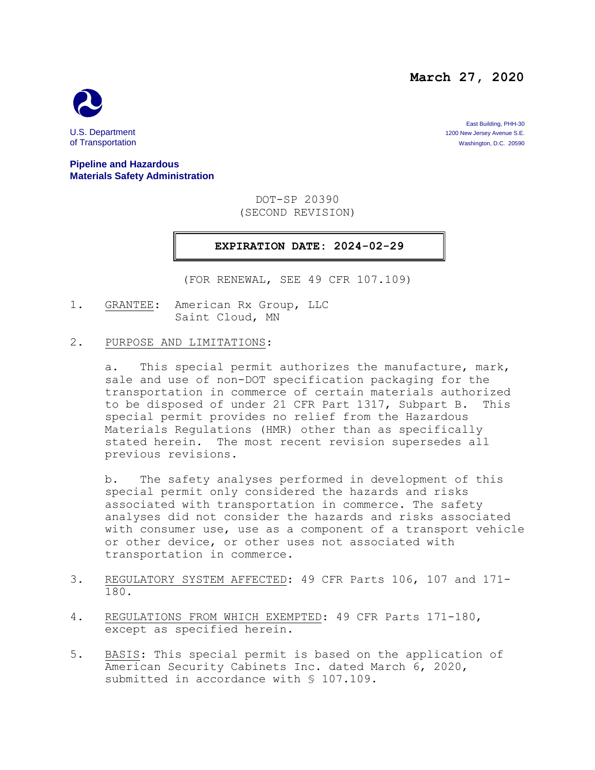**March 27, 2020**

U.S. Department of Transportation

**Pipeline and Hazardous Materials Safety Administration**

East Building, PHH-30
1200 New Jersey Avenue S.E.
Washington, D.C. 20590

DOT-SP 20390
(SECOND REVISION)

**EXPIRATION DATE: 2024-02-29**

(FOR RENEWAL, SEE 49 CFR 107.109)

1. GRANTEE: American Rx Group, LLC
   Saint Cloud, MN

2. PURPOSE AND LIMITATIONS:

   a. This special permit authorizes the manufacture, mark, sale and use of non-DOT specification packaging for the transportation in commerce of certain materials authorized to be disposed of under 21 CFR Part 1317, Subpart B. This special permit provides no relief from the Hazardous Materials Regulations (HMR) other than as specifically stated herein. The most recent revision supersedes all previous revisions.

   b. The safety analyses performed in development of this special permit only considered the hazards and risks associated with transportation in commerce. The safety analyses did not consider the hazards and risks associated with consumer use, use as a component of a transport vehicle or other device, or other uses not associated with transportation in commerce.

3. REGULATORY SYSTEM AFFECTED: 49 CFR Parts 106, 107 and 171-180.

4. REGULATIONS FROM WHICH EXEMPTED: 49 CFR Parts 171-180, except as specified herein.

5. BASIS: This special permit is based on the application of American Security Cabinets Inc. dated March 6, 2020, submitted in accordance with § 107.109.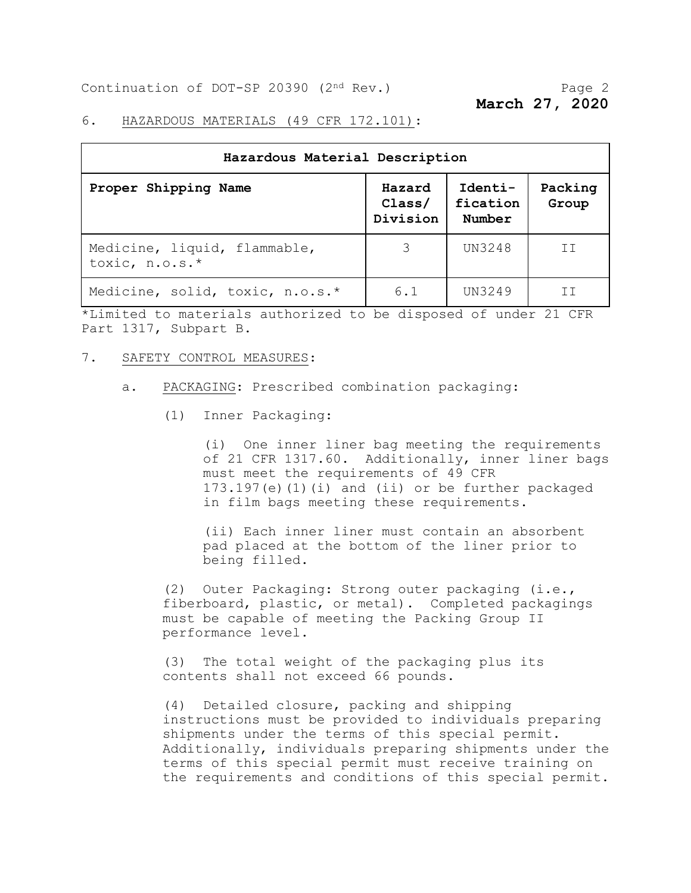6. HAZARDOUS MATERIALS (49 CFR 172.101):

| Hazardous Material Description | | | |
|---|---|---|---|
| **Proper Shipping Name** | **Hazard Class/ Division** | **Identi-fication Number** | **Packing Group** |
| Medicine, liquid, flammable, toxic, n.o.s.* | 3 | UN3248 | II |
| Medicine, solid, toxic, n.o.s.* | 6.1 | UN3249 | II |

*Limited to materials authorized to be disposed of under 21 CFR Part 1317, Subpart B.

7. SAFETY CONTROL MEASURES:

   a. PACKAGING: Prescribed combination packaging:

      (1) Inner Packaging:

         (i) One inner liner bag meeting the requirements of 21 CFR 1317.60. Additionally, inner liner bags must meet the requirements of 49 CFR 173.197(e)(1)(i) and (ii) or be further packaged in film bags meeting these requirements.

         (ii) Each inner liner must contain an absorbent pad placed at the bottom of the liner prior to being filled.

      (2) Outer Packaging: Strong outer packaging (i.e., fiberboard, plastic, or metal). Completed packagings must be capable of meeting the Packing Group II performance level.

      (3) The total weight of the packaging plus its contents shall not exceed 66 pounds.

      (4) Detailed closure, packing and shipping instructions must be provided to individuals preparing shipments under the terms of this special permit. Additionally, individuals preparing shipments under the terms of this special permit must receive training on the requirements and conditions of this special permit.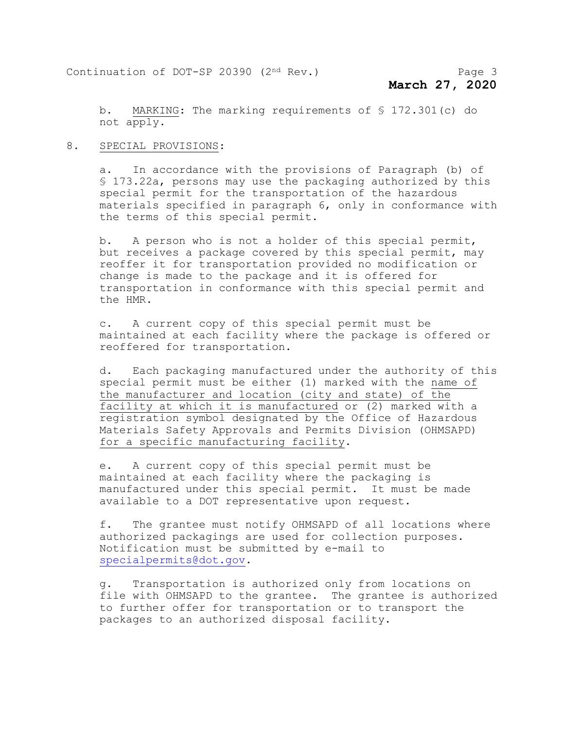b. MARKING: The marking requirements of § 172.301(c) do not apply.

8. SPECIAL PROVISIONS:

a. In accordance with the provisions of Paragraph (b) of § 173.22a, persons may use the packaging authorized by this special permit for the transportation of the hazardous materials specified in paragraph 6, only in conformance with the terms of this special permit.

b. A person who is not a holder of this special permit, but receives a package covered by this special permit, may reoffer it for transportation provided no modification or change is made to the package and it is offered for transportation in conformance with this special permit and the HMR.

c. A current copy of this special permit must be maintained at each facility where the package is offered or reoffered for transportation.

d. Each packaging manufactured under the authority of this special permit must be either (1) marked with the name of the manufacturer and location (city and state) of the facility at which it is manufactured or (2) marked with a registration symbol designated by the Office of Hazardous Materials Safety Approvals and Permits Division (OHMSAPD) for a specific manufacturing facility.

e. A current copy of this special permit must be maintained at each facility where the packaging is manufactured under this special permit. It must be made available to a DOT representative upon request.

f. The grantee must notify OHMSAPD of all locations where authorized packagings are used for collection purposes. Notification must be submitted by e-mail to specialpermits@dot.gov.

g. Transportation is authorized only from locations on file with OHMSAPD to the grantee. The grantee is authorized to further offer for transportation or to transport the packages to an authorized disposal facility.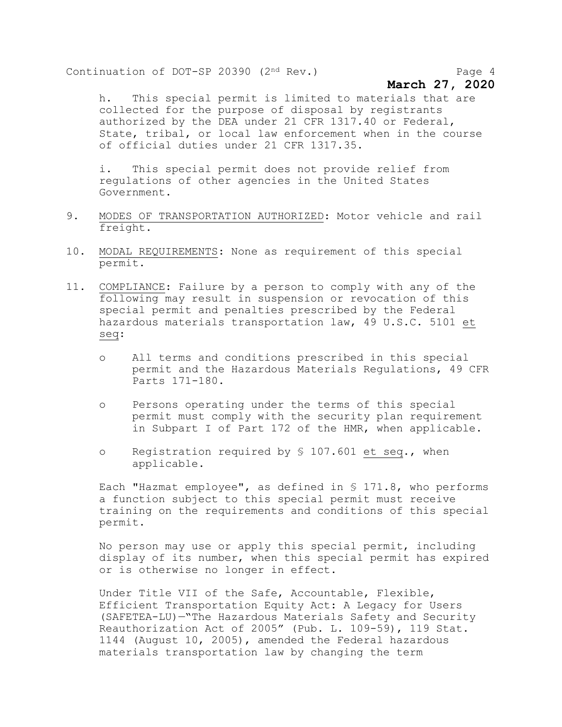h. This special permit is limited to materials that are collected for the purpose of disposal by registrants authorized by the DEA under 21 CFR 1317.40 or Federal, State, tribal, or local law enforcement when in the course of official duties under 21 CFR 1317.35.

i. This special permit does not provide relief from regulations of other agencies in the United States Government.

9. MODES OF TRANSPORTATION AUTHORIZED: Motor vehicle and rail freight.

10. MODAL REQUIREMENTS: None as requirement of this special permit.

11. COMPLIANCE: Failure by a person to comply with any of the following may result in suspension or revocation of this special permit and penalties prescribed by the Federal hazardous materials transportation law, 49 U.S.C. 5101 *et seq*:

   - All terms and conditions prescribed in this special permit and the Hazardous Materials Regulations, 49 CFR Parts 171-180.
   - Persons operating under the terms of this special permit must comply with the security plan requirement in Subpart I of Part 172 of the HMR, when applicable.
   - Registration required by § 107.601 *et seq*., when applicable.

   Each "Hazmat employee", as defined in § 171.8, who performs a function subject to this special permit must receive training on the requirements and conditions of this special permit.

   No person may use or apply this special permit, including display of its number, when this special permit has expired or is otherwise no longer in effect.

   Under Title VII of the Safe, Accountable, Flexible, Efficient Transportation Equity Act: A Legacy for Users (SAFETEA-LU)—"The Hazardous Materials Safety and Security Reauthorization Act of 2005" (Pub. L. 109-59), 119 Stat. 1144 (August 10, 2005), amended the Federal hazardous materials transportation law by changing the term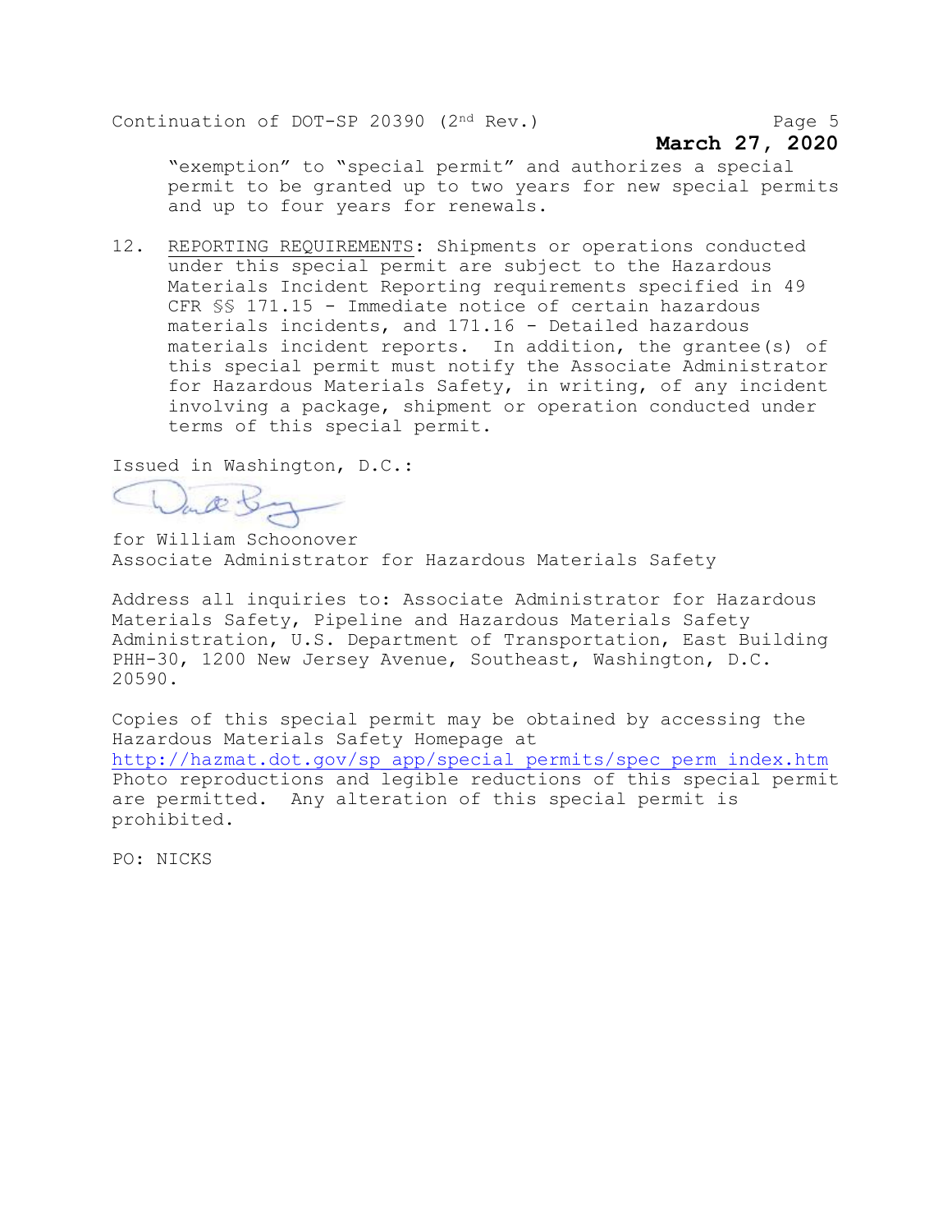"exemption" to "special permit" and authorizes a special permit to be granted up to two years for new special permits and up to four years for renewals.

12. REPORTING REQUIREMENTS: Shipments or operations conducted under this special permit are subject to the Hazardous Materials Incident Reporting requirements specified in 49 CFR §§ 171.15 - Immediate notice of certain hazardous materials incidents, and 171.16 - Detailed hazardous materials incident reports. In addition, the grantee(s) of this special permit must notify the Associate Administrator for Hazardous Materials Safety, in writing, of any incident involving a package, shipment or operation conducted under terms of this special permit.

Issued in Washington, D.C.:

for William Schoonover
Associate Administrator for Hazardous Materials Safety

Address all inquiries to: Associate Administrator for Hazardous Materials Safety, Pipeline and Hazardous Materials Safety Administration, U.S. Department of Transportation, East Building PHH-30, 1200 New Jersey Avenue, Southeast, Washington, D.C. 20590.

Copies of this special permit may be obtained by accessing the Hazardous Materials Safety Homepage at http://hazmat.dot.gov/sp_app/special_permits/spec_perm_index.htm Photo reproductions and legible reductions of this special permit are permitted. Any alteration of this special permit is prohibited.

PO: NICKS